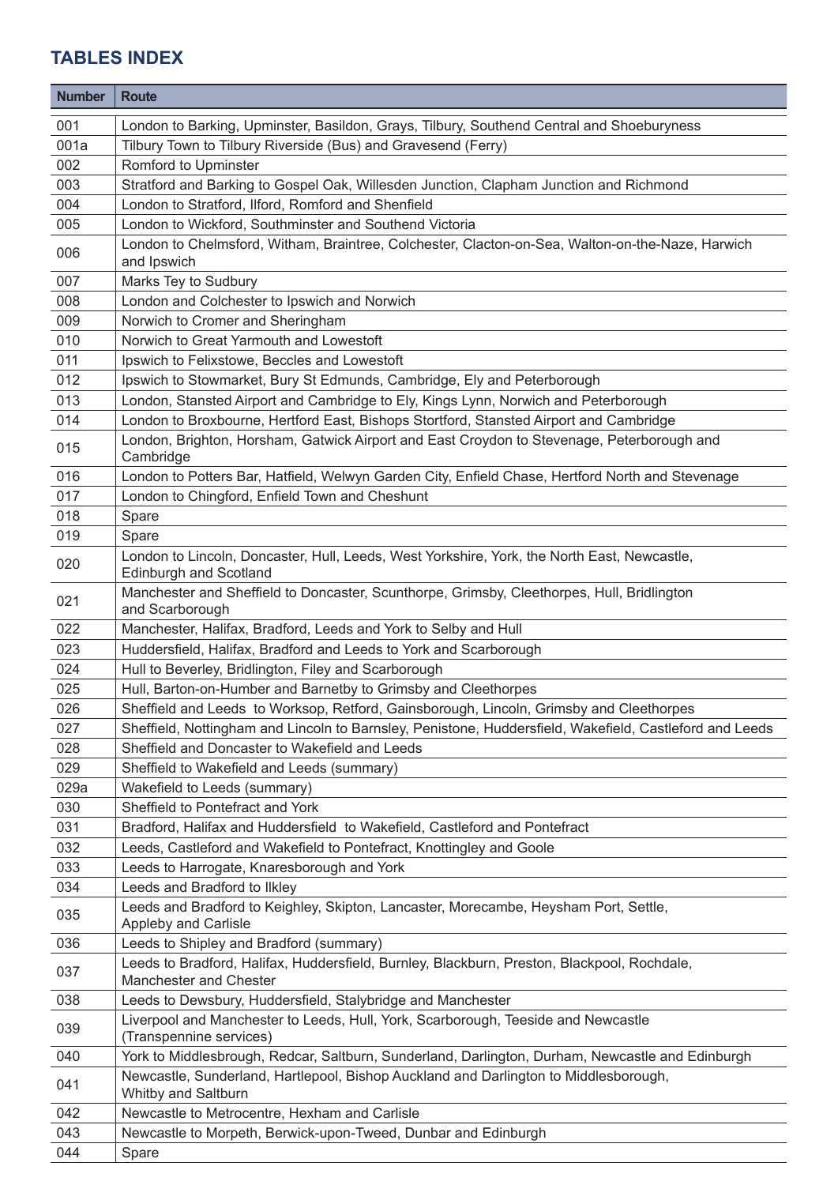## TABLES INDEX

| Number | Route |
|---|---|
| 001 | London to Barking, Upminster, Basildon, Grays, Tilbury, Southend Central and Shoeburyness |
| 001a | Tilbury Town to Tilbury Riverside (Bus) and Gravesend (Ferry) |
| 002 | Romford to Upminster |
| 003 | Stratford and Barking to Gospel Oak, Willesden Junction, Clapham Junction and Richmond |
| 004 | London to Stratford, Ilford, Romford and Shenfield |
| 005 | London to Wickford, Southminster and Southend Victoria |
| 006 | London to Chelmsford, Witham, Braintree, Colchester, Clacton-on-Sea, Walton-on-the-Naze, Harwich and Ipswich |
| 007 | Marks Tey to Sudbury |
| 008 | London and Colchester to Ipswich and Norwich |
| 009 | Norwich to Cromer and Sheringham |
| 010 | Norwich to Great Yarmouth and Lowestoft |
| 011 | Ipswich to Felixstowe, Beccles and Lowestoft |
| 012 | Ipswich to Stowmarket, Bury St Edmunds, Cambridge, Ely and Peterborough |
| 013 | London, Stansted Airport and Cambridge to Ely, Kings Lynn, Norwich and Peterborough |
| 014 | London to Broxbourne, Hertford East, Bishops Stortford, Stansted Airport and Cambridge |
| 015 | London, Brighton, Horsham, Gatwick Airport and East Croydon to Stevenage, Peterborough and Cambridge |
| 016 | London to Potters Bar, Hatfield, Welwyn Garden City, Enfield Chase, Hertford North and Stevenage |
| 017 | London to Chingford, Enfield Town and Cheshunt |
| 018 | Spare |
| 019 | Spare |
| 020 | London to Lincoln, Doncaster, Hull, Leeds, West Yorkshire, York, the North East, Newcastle, Edinburgh and Scotland |
| 021 | Manchester and Sheffield to Doncaster, Scunthorpe, Grimsby, Cleethorpes, Hull, Bridlington and Scarborough |
| 022 | Manchester, Halifax, Bradford, Leeds and York to Selby and Hull |
| 023 | Huddersfield, Halifax, Bradford and Leeds to York and Scarborough |
| 024 | Hull to Beverley, Bridlington, Filey and Scarborough |
| 025 | Hull, Barton-on-Humber and Barnetby to Grimsby and Cleethorpes |
| 026 | Sheffield and Leeds to Worksop, Retford, Gainsborough, Lincoln, Grimsby and Cleethorpes |
| 027 | Sheffield, Nottingham and Lincoln to Barnsley, Penistone, Huddersfield, Wakefield, Castleford and Leeds |
| 028 | Sheffield and Doncaster to Wakefield and Leeds |
| 029 | Sheffield to Wakefield and Leeds (summary) |
| 029a | Wakefield to Leeds (summary) |
| 030 | Sheffield to Pontefract and York |
| 031 | Bradford, Halifax and Huddersfield to Wakefield, Castleford and Pontefract |
| 032 | Leeds, Castleford and Wakefield to Pontefract, Knottingley and Goole |
| 033 | Leeds to Harrogate, Knaresborough and York |
| 034 | Leeds and Bradford to Ilkley |
| 035 | Leeds and Bradford to Keighley, Skipton, Lancaster, Morecambe, Heysham Port, Settle, Appleby and Carlisle |
| 036 | Leeds to Shipley and Bradford (summary) |
| 037 | Leeds to Bradford, Halifax, Huddersfield, Burnley, Blackburn, Preston, Blackpool, Rochdale, Manchester and Chester |
| 038 | Leeds to Dewsbury, Huddersfield, Stalybridge and Manchester |
| 039 | Liverpool and Manchester to Leeds, Hull, York, Scarborough, Teeside and Newcastle (Transpennine services) |
| 040 | York to Middlesbrough, Redcar, Saltburn, Sunderland, Darlington, Durham, Newcastle and Edinburgh |
| 041 | Newcastle, Sunderland, Hartlepool, Bishop Auckland and Darlington to Middlesborough, Whitby and Saltburn |
| 042 | Newcastle to Metrocentre, Hexham and Carlisle |
| 043 | Newcastle to Morpeth, Berwick-upon-Tweed, Dunbar and Edinburgh |
| 044 | Spare |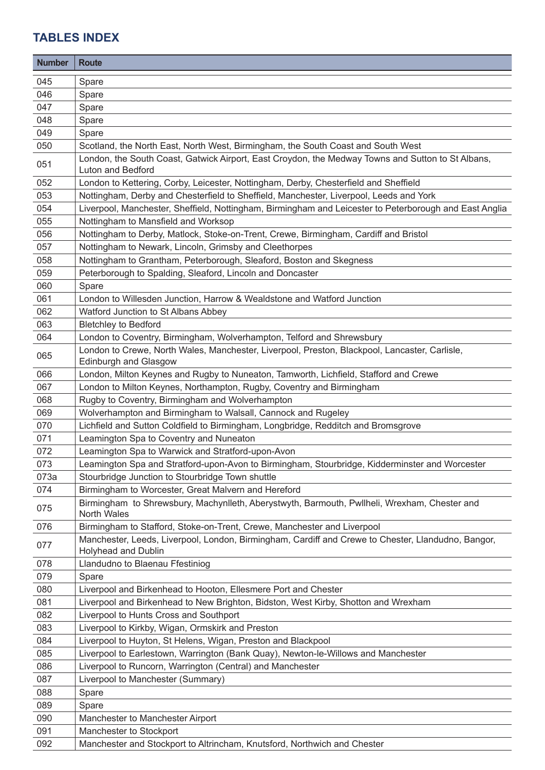## TABLES INDEX

| Number | Route |
|---|---|
| 045 | Spare |
| 046 | Spare |
| 047 | Spare |
| 048 | Spare |
| 049 | Spare |
| 050 | Scotland, the North East, North West, Birmingham, the South Coast and South West |
| 051 | London, the South Coast, Gatwick Airport, East Croydon, the Medway Towns and Sutton to St Albans, Luton and Bedford |
| 052 | London to Kettering, Corby, Leicester, Nottingham, Derby, Chesterfield and Sheffield |
| 053 | Nottingham, Derby and Chesterfield to Sheffield, Manchester, Liverpool, Leeds and York |
| 054 | Liverpool, Manchester, Sheffield, Nottingham, Birmingham and Leicester to Peterborough and East Anglia |
| 055 | Nottingham to Mansfield and Worksop |
| 056 | Nottingham to Derby, Matlock, Stoke-on-Trent, Crewe, Birmingham, Cardiff and Bristol |
| 057 | Nottingham to Newark, Lincoln, Grimsby and Cleethorpes |
| 058 | Nottingham to Grantham, Peterborough, Sleaford, Boston and Skegness |
| 059 | Peterborough to Spalding, Sleaford, Lincoln and Doncaster |
| 060 | Spare |
| 061 | London to Willesden Junction, Harrow & Wealdstone and Watford Junction |
| 062 | Watford Junction to St Albans Abbey |
| 063 | Bletchley to Bedford |
| 064 | London to Coventry, Birmingham, Wolverhampton, Telford and Shrewsbury |
| 065 | London to Crewe, North Wales, Manchester, Liverpool, Preston, Blackpool, Lancaster, Carlisle, Edinburgh and Glasgow |
| 066 | London, Milton Keynes and Rugby to Nuneaton, Tamworth, Lichfield, Stafford and Crewe |
| 067 | London to Milton Keynes, Northampton, Rugby, Coventry and Birmingham |
| 068 | Rugby to Coventry, Birmingham and Wolverhampton |
| 069 | Wolverhampton and Birmingham to Walsall, Cannock and Rugeley |
| 070 | Lichfield and Sutton Coldfield to Birmingham, Longbridge, Redditch and Bromsgrove |
| 071 | Leamington Spa to Coventry and Nuneaton |
| 072 | Leamington Spa to Warwick and Stratford-upon-Avon |
| 073 | Leamington Spa and Stratford-upon-Avon to Birmingham, Stourbridge, Kidderminster and Worcester |
| 073a | Stourbridge Junction to Stourbridge Town shuttle |
| 074 | Birmingham to Worcester, Great Malvern and Hereford |
| 075 | Birmingham to Shrewsbury, Machynlleth, Aberystwyth, Barmouth, Pwllheli, Wrexham, Chester and North Wales |
| 076 | Birmingham to Stafford, Stoke-on-Trent, Crewe, Manchester and Liverpool |
| 077 | Manchester, Leeds, Liverpool, London, Birmingham, Cardiff and Crewe to Chester, Llandudno, Bangor, Holyhead and Dublin |
| 078 | Llandudno to Blaenau Ffestiniog |
| 079 | Spare |
| 080 | Liverpool and Birkenhead to Hooton, Ellesmere Port and Chester |
| 081 | Liverpool and Birkenhead to New Brighton, Bidston, West Kirby, Shotton and Wrexham |
| 082 | Liverpool to Hunts Cross and Southport |
| 083 | Liverpool to Kirkby, Wigan, Ormskirk and Preston |
| 084 | Liverpool to Huyton, St Helens, Wigan, Preston and Blackpool |
| 085 | Liverpool to Earlestown, Warrington (Bank Quay), Newton-le-Willows and Manchester |
| 086 | Liverpool to Runcorn, Warrington (Central) and Manchester |
| 087 | Liverpool to Manchester (Summary) |
| 088 | Spare |
| 089 | Spare |
| 090 | Manchester to Manchester Airport |
| 091 | Manchester to Stockport |
| 092 | Manchester and Stockport to Altrincham, Knutsford, Northwich and Chester |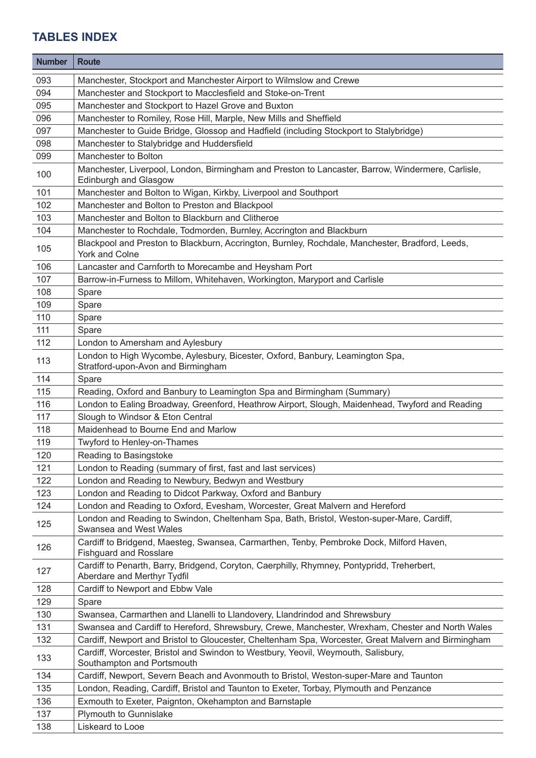## TABLES INDEX

| Number | Route |
|---|---|
| 093 | Manchester, Stockport and Manchester Airport to Wilmslow and Crewe |
| 094 | Manchester and Stockport to Macclesfield and Stoke-on-Trent |
| 095 | Manchester and Stockport to Hazel Grove and Buxton |
| 096 | Manchester to Romiley, Rose Hill, Marple, New Mills and Sheffield |
| 097 | Manchester to Guide Bridge, Glossop and Hadfield (including Stockport to Stalybridge) |
| 098 | Manchester to Stalybridge and Huddersfield |
| 099 | Manchester to Bolton |
| 100 | Manchester, Liverpool, London, Birmingham and Preston to Lancaster, Barrow, Windermere, Carlisle, Edinburgh and Glasgow |
| 101 | Manchester and Bolton to Wigan, Kirkby, Liverpool and Southport |
| 102 | Manchester and Bolton to Preston and Blackpool |
| 103 | Manchester and Bolton to Blackburn and Clitheroe |
| 104 | Manchester to Rochdale, Todmorden, Burnley, Accrington and Blackburn |
| 105 | Blackpool and Preston to Blackburn, Accrington, Burnley, Rochdale, Manchester, Bradford, Leeds, York and Colne |
| 106 | Lancaster and Carnforth to Morecambe and Heysham Port |
| 107 | Barrow-in-Furness to Millom, Whitehaven, Workington, Maryport and Carlisle |
| 108 | Spare |
| 109 | Spare |
| 110 | Spare |
| 111 | Spare |
| 112 | London to Amersham and Aylesbury |
| 113 | London to High Wycombe, Aylesbury, Bicester, Oxford, Banbury, Leamington Spa, Stratford-upon-Avon and Birmingham |
| 114 | Spare |
| 115 | Reading, Oxford and Banbury to Leamington Spa and Birmingham (Summary) |
| 116 | London to Ealing Broadway, Greenford, Heathrow Airport, Slough, Maidenhead, Twyford and Reading |
| 117 | Slough to Windsor & Eton Central |
| 118 | Maidenhead to Bourne End and Marlow |
| 119 | Twyford to Henley-on-Thames |
| 120 | Reading to Basingstoke |
| 121 | London to Reading (summary of first, fast and last services) |
| 122 | London and Reading to Newbury, Bedwyn and Westbury |
| 123 | London and Reading to Didcot Parkway, Oxford and Banbury |
| 124 | London and Reading to Oxford, Evesham, Worcester, Great Malvern and Hereford |
| 125 | London and Reading to Swindon, Cheltenham Spa, Bath, Bristol, Weston-super-Mare, Cardiff, Swansea and West Wales |
| 126 | Cardiff to Bridgend, Maesteg, Swansea, Carmarthen, Tenby, Pembroke Dock, Milford Haven, Fishguard and Rosslare |
| 127 | Cardiff to Penarth, Barry, Bridgend, Coryton, Caerphilly, Rhymney, Pontypridd, Treherbert, Aberdare and Merthyr Tydfil |
| 128 | Cardiff to Newport and Ebbw Vale |
| 129 | Spare |
| 130 | Swansea, Carmarthen and Llanelli to Llandovery, Llandrindod and Shrewsbury |
| 131 | Swansea and Cardiff to Hereford, Shrewsbury, Crewe, Manchester, Wrexham, Chester and North Wales |
| 132 | Cardiff, Newport and Bristol to Gloucester, Cheltenham Spa, Worcester, Great Malvern and Birmingham |
| 133 | Cardiff, Worcester, Bristol and Swindon to Westbury, Yeovil, Weymouth, Salisbury, Southampton and Portsmouth |
| 134 | Cardiff, Newport, Severn Beach and Avonmouth to Bristol, Weston-super-Mare and Taunton |
| 135 | London, Reading, Cardiff, Bristol and Taunton to Exeter, Torbay, Plymouth and Penzance |
| 136 | Exmouth to Exeter, Paignton, Okehampton and Barnstaple |
| 137 | Plymouth to Gunnislake |
| 138 | Liskeard to Looe |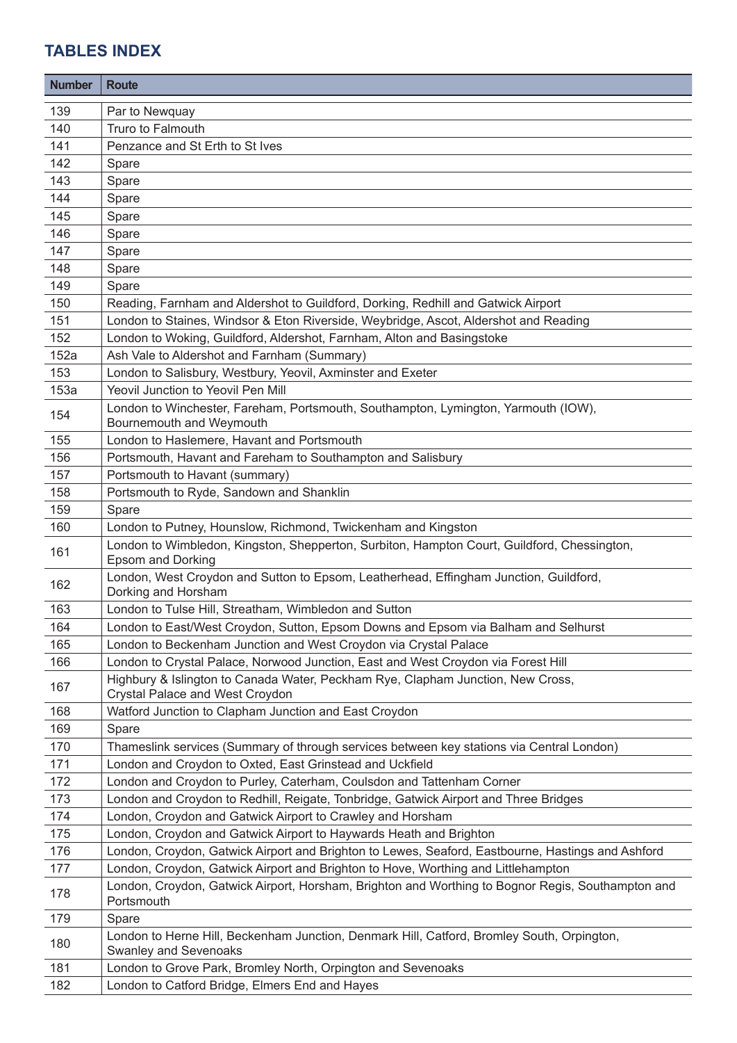## TABLES INDEX

| Number | Route |
|---|---|
| 139 | Par to Newquay |
| 140 | Truro to Falmouth |
| 141 | Penzance and St Erth to St Ives |
| 142 | Spare |
| 143 | Spare |
| 144 | Spare |
| 145 | Spare |
| 146 | Spare |
| 147 | Spare |
| 148 | Spare |
| 149 | Spare |
| 150 | Reading, Farnham and Aldershot to Guildford, Dorking, Redhill and Gatwick Airport |
| 151 | London to Staines, Windsor & Eton Riverside, Weybridge, Ascot, Aldershot and Reading |
| 152 | London to Woking, Guildford, Aldershot, Farnham, Alton and Basingstoke |
| 152a | Ash Vale to Aldershot and Farnham (Summary) |
| 153 | London to Salisbury, Westbury, Yeovil, Axminster and Exeter |
| 153a | Yeovil Junction to Yeovil Pen Mill |
| 154 | London to Winchester, Fareham, Portsmouth, Southampton, Lymington, Yarmouth (IOW), Bournemouth and Weymouth |
| 155 | London to Haslemere, Havant and Portsmouth |
| 156 | Portsmouth, Havant and Fareham to Southampton and Salisbury |
| 157 | Portsmouth to Havant (summary) |
| 158 | Portsmouth to Ryde, Sandown and Shanklin |
| 159 | Spare |
| 160 | London to Putney, Hounslow, Richmond, Twickenham and Kingston |
| 161 | London to Wimbledon, Kingston, Shepperton, Surbiton, Hampton Court, Guildford, Chessington, Epsom and Dorking |
| 162 | London, West Croydon and Sutton to Epsom, Leatherhead, Effingham Junction, Guildford, Dorking and Horsham |
| 163 | London to Tulse Hill, Streatham, Wimbledon and Sutton |
| 164 | London to East/West Croydon, Sutton, Epsom Downs and Epsom via Balham and Selhurst |
| 165 | London to Beckenham Junction and West Croydon via Crystal Palace |
| 166 | London to Crystal Palace, Norwood Junction, East and West Croydon via Forest Hill |
| 167 | Highbury & Islington to Canada Water, Peckham Rye, Clapham Junction, New Cross, Crystal Palace and West Croydon |
| 168 | Watford Junction to Clapham Junction and East Croydon |
| 169 | Spare |
| 170 | Thameslink services (Summary of through services between key stations via Central London) |
| 171 | London and Croydon to Oxted, East Grinstead and Uckfield |
| 172 | London and Croydon to Purley, Caterham, Coulsdon and Tattenham Corner |
| 173 | London and Croydon to Redhill, Reigate, Tonbridge, Gatwick Airport and Three Bridges |
| 174 | London, Croydon and Gatwick Airport to Crawley and Horsham |
| 175 | London, Croydon and Gatwick Airport to Haywards Heath and Brighton |
| 176 | London, Croydon, Gatwick Airport and Brighton to Lewes, Seaford, Eastbourne, Hastings and Ashford |
| 177 | London, Croydon, Gatwick Airport and Brighton to Hove, Worthing and Littlehampton |
| 178 | London, Croydon, Gatwick Airport, Horsham, Brighton and Worthing to Bognor Regis, Southampton and Portsmouth |
| 179 | Spare |
| 180 | London to Herne Hill, Beckenham Junction, Denmark Hill, Catford, Bromley South, Orpington, Swanley and Sevenoaks |
| 181 | London to Grove Park, Bromley North, Orpington and Sevenoaks |
| 182 | London to Catford Bridge, Elmers End and Hayes |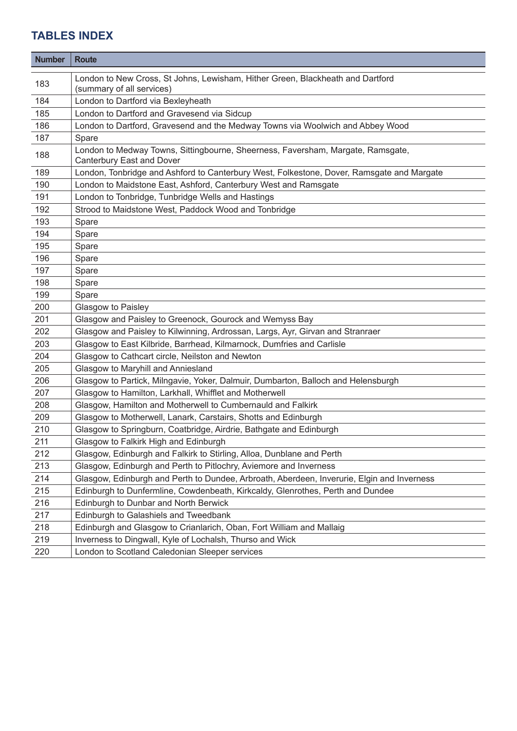## TABLES INDEX

| Number | Route |
|---|---|
| 183 | London to New Cross, St Johns, Lewisham, Hither Green, Blackheath and Dartford (summary of all services) |
| 184 | London to Dartford via Bexleyheath |
| 185 | London to Dartford and Gravesend via Sidcup |
| 186 | London to Dartford, Gravesend and the Medway Towns via Woolwich and Abbey Wood |
| 187 | Spare |
| 188 | London to Medway Towns, Sittingbourne, Sheerness, Faversham, Margate, Ramsgate, Canterbury East and Dover |
| 189 | London, Tonbridge and Ashford to Canterbury West, Folkestone, Dover, Ramsgate and Margate |
| 190 | London to Maidstone East, Ashford, Canterbury West and Ramsgate |
| 191 | London to Tonbridge, Tunbridge Wells and Hastings |
| 192 | Strood to Maidstone West, Paddock Wood and Tonbridge |
| 193 | Spare |
| 194 | Spare |
| 195 | Spare |
| 196 | Spare |
| 197 | Spare |
| 198 | Spare |
| 199 | Spare |
| 200 | Glasgow to Paisley |
| 201 | Glasgow and Paisley to Greenock, Gourock and Wemyss Bay |
| 202 | Glasgow and Paisley to Kilwinning, Ardrossan, Largs, Ayr, Girvan and Stranraer |
| 203 | Glasgow to East Kilbride, Barrhead, Kilmarnock, Dumfries and Carlisle |
| 204 | Glasgow to Cathcart circle, Neilston and Newton |
| 205 | Glasgow to Maryhill and Anniesland |
| 206 | Glasgow to Partick, Milngavie, Yoker, Dalmuir, Dumbarton, Balloch and Helensburgh |
| 207 | Glasgow to Hamilton, Larkhall, Whifflet and Motherwell |
| 208 | Glasgow, Hamilton and Motherwell to Cumbernauld and Falkirk |
| 209 | Glasgow to Motherwell, Lanark, Carstairs, Shotts and Edinburgh |
| 210 | Glasgow to Springburn, Coatbridge, Airdrie, Bathgate and Edinburgh |
| 211 | Glasgow to Falkirk High and Edinburgh |
| 212 | Glasgow, Edinburgh and Falkirk to Stirling, Alloa, Dunblane and Perth |
| 213 | Glasgow, Edinburgh and Perth to Pitlochry, Aviemore and Inverness |
| 214 | Glasgow, Edinburgh and Perth to Dundee, Arbroath, Aberdeen, Inverurie, Elgin and Inverness |
| 215 | Edinburgh to Dunfermline, Cowdenbeath, Kirkcaldy, Glenrothes, Perth and Dundee |
| 216 | Edinburgh to Dunbar and North Berwick |
| 217 | Edinburgh to Galashiels and Tweedbank |
| 218 | Edinburgh and Glasgow to Crianlarich, Oban, Fort William and Mallaig |
| 219 | Inverness to Dingwall, Kyle of Lochalsh, Thurso and Wick |
| 220 | London to Scotland Caledonian Sleeper services |